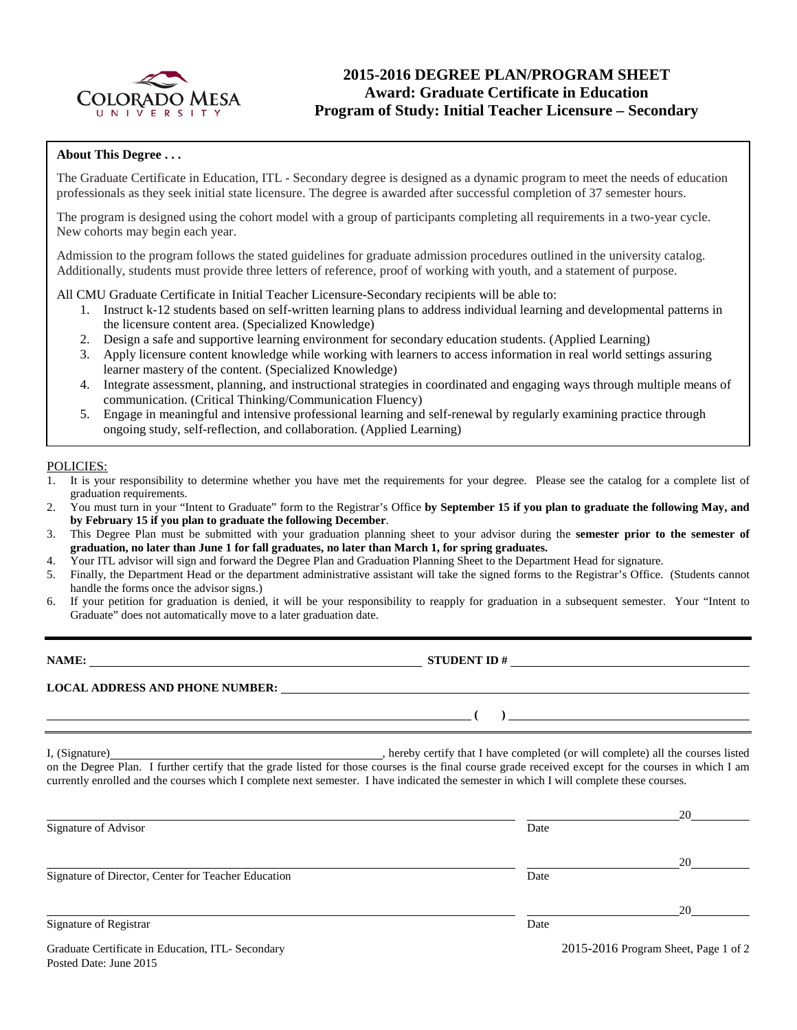# 2015-2016 DEGREE PLAN/PROGRAM SHEET
## Award: Graduate Certificate in Education
## Program of Study: Initial Teacher Licensure – Secondary

**About This Degree . . .**

The Graduate Certificate in Education, ITL - Secondary degree is designed as a dynamic program to meet the needs of education professionals as they seek initial state licensure. The degree is awarded after successful completion of 37 semester hours.

The program is designed using the cohort model with a group of participants completing all requirements in a two-year cycle. New cohorts may begin each year.

Admission to the program follows the stated guidelines for graduate admission procedures outlined in the university catalog. Additionally, students must provide three letters of reference, proof of working with youth, and a statement of purpose.

All CMU Graduate Certificate in Initial Teacher Licensure-Secondary recipients will be able to:

1. Instruct k-12 students based on self-written learning plans to address individual learning and developmental patterns in the licensure content area. (Specialized Knowledge)
2. Design a safe and supportive learning environment for secondary education students. (Applied Learning)
3. Apply licensure content knowledge while working with learners to access information in real world settings assuring learner mastery of the content. (Specialized Knowledge)
4. Integrate assessment, planning, and instructional strategies in coordinated and engaging ways through multiple means of communication. (Critical Thinking/Communication Fluency)
5. Engage in meaningful and intensive professional learning and self-renewal by regularly examining practice through ongoing study, self-reflection, and collaboration. (Applied Learning)

POLICIES:

1. It is your responsibility to determine whether you have met the requirements for your degree. Please see the catalog for a complete list of graduation requirements.
2. You must turn in your "Intent to Graduate" form to the Registrar's Office **by September 15 if you plan to graduate the following May, and by February 15 if you plan to graduate the following December**.
3. This Degree Plan must be submitted with your graduation planning sheet to your advisor during the **semester prior to the semester of graduation, no later than June 1 for fall graduates, no later than March 1, for spring graduates.**
4. Your ITL advisor will sign and forward the Degree Plan and Graduation Planning Sheet to the Department Head for signature.
5. Finally, the Department Head or the department administrative assistant will take the signed forms to the Registrar's Office. (Students cannot handle the forms once the advisor signs.)
6. If your petition for graduation is denied, it will be your responsibility to reapply for graduation in a subsequent semester. Your "Intent to Graduate" does not automatically move to a later graduation date.

---

**NAME:** ______________________________ **STUDENT ID #** ______________________________

**LOCAL ADDRESS AND PHONE NUMBER:** ______________________________

______________________________ **( )** ______________________________

I, (Signature)______________________________, hereby certify that I have completed (or will complete) all the courses listed on the Degree Plan. I further certify that the grade listed for those courses is the final course grade received except for the courses in which I am currently enrolled and the courses which I complete next semester. I have indicated the semester in which I will complete these courses.

______________________________ ______________ 20______
Signature of Advisor Date

______________________________ ______________ 20______
Signature of Director, Center for Teacher Education Date

______________________________ ______________ 20______
Signature of Registrar Date

Graduate Certificate in Education, ITL- Secondary
Posted Date: June 2015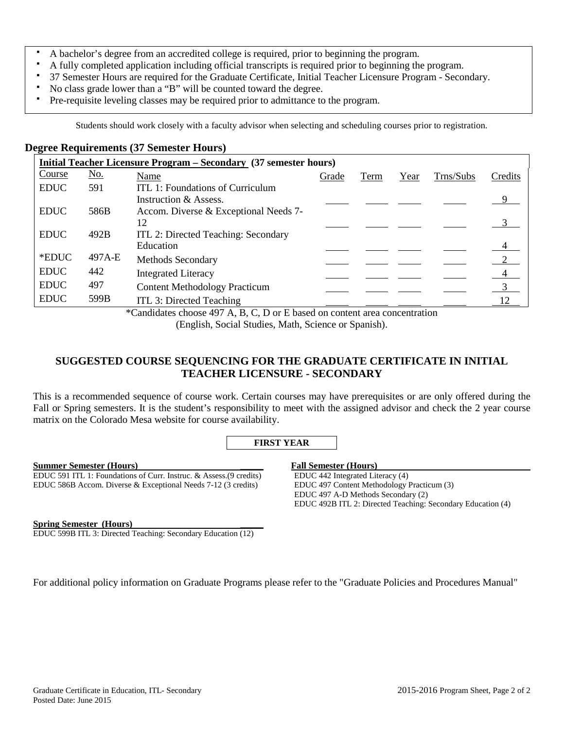- A bachelor's degree from an accredited college is required, prior to beginning the program.
- A fully completed application including official transcripts is required prior to beginning the program.
- 37 Semester Hours are required for the Graduate Certificate, Initial Teacher Licensure Program - Secondary.
- No class grade lower than a "B" will be counted toward the degree.
- Pre-requisite leveling classes may be required prior to admittance to the program.

Students should work closely with a faculty advisor when selecting and scheduling courses prior to registration.

## Degree Requirements (37 Semester Hours)

**Initial Teacher Licensure Program – Secondary (37 semester hours)**

| Course | No. | Name | Grade | Term | Year | Trns/Subs | Credits |
|---|---|---|---|---|---|---|---|
| EDUC | 591 | ITL 1: Foundations of Curriculum Instruction & Assess. | | | | | 9 |
| EDUC | 586B | Accom. Diverse & Exceptional Needs 7-12 | | | | | 3 |
| EDUC | 492B | ITL 2: Directed Teaching: Secondary Education | | | | | 4 |
| *EDUC | 497A-E | Methods Secondary | | | | | 2 |
| EDUC | 442 | Integrated Literacy | | | | | 4 |
| EDUC | 497 | Content Methodology Practicum | | | | | 3 |
| EDUC | 599B | ITL 3: Directed Teaching | | | | | 12 |

*Candidates choose 497 A, B, C, D or E based on content area concentration (English, Social Studies, Math, Science or Spanish).

## SUGGESTED COURSE SEQUENCING FOR THE GRADUATE CERTIFICATE IN INITIAL TEACHER LICENSURE - SECONDARY

This is a recommended sequence of course work. Certain courses may have prerequisites or are only offered during the Fall or Spring semesters. It is the student's responsibility to meet with the assigned advisor and check the 2 year course matrix on the Colorado Mesa website for course availability.

### FIRST YEAR

**Summer Semester (Hours)**

EDUC 591 ITL 1: Foundations of Curr. Instruc. & Assess.(9 credits)
EDUC 586B Accom. Diverse & Exceptional Needs 7-12 (3 credits)

**Fall Semester (Hours)**

EDUC 442 Integrated Literacy (4)
EDUC 497 Content Methodology Practicum (3)
EDUC 497 A-D Methods Secondary (2)
EDUC 492B ITL 2: Directed Teaching: Secondary Education (4)

**Spring Semester (Hours)**

EDUC 599B ITL 3: Directed Teaching: Secondary Education (12)

For additional policy information on Graduate Programs please refer to the "Graduate Policies and Procedures Manual"

Graduate Certificate in Education, ITL- Secondary
Posted Date: June 2015